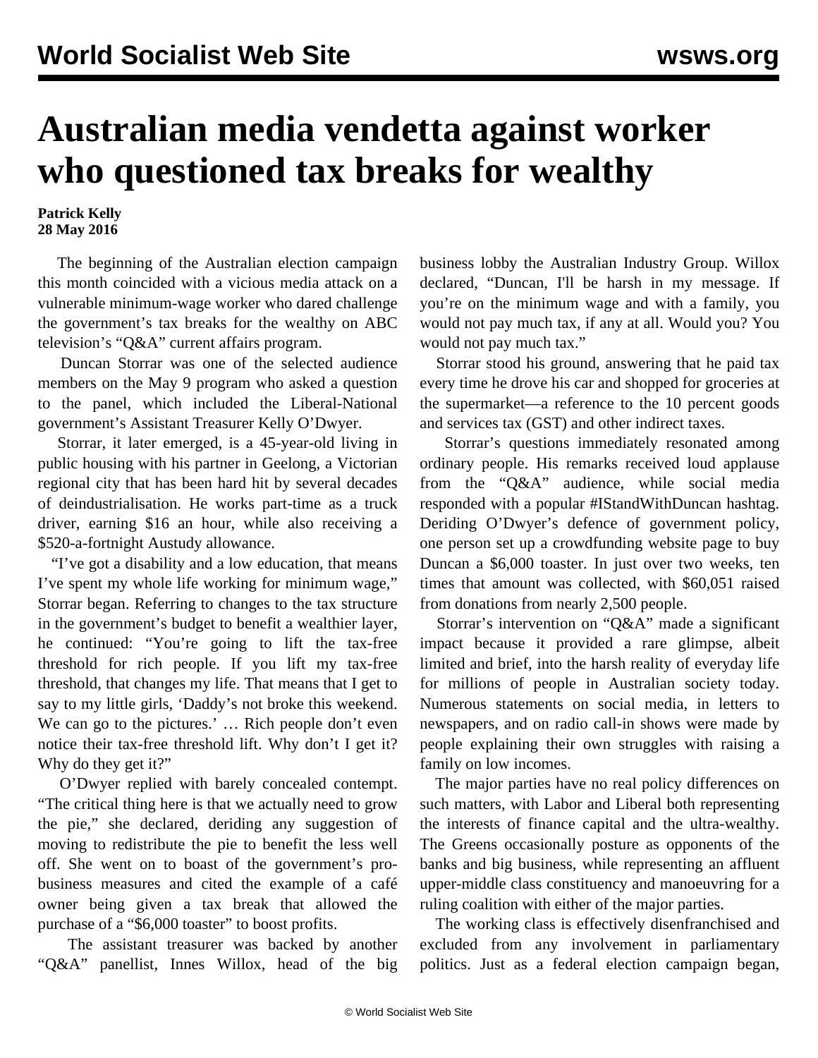# Australian media vendetta against worker who questioned tax breaks for wealthy

**Patrick Kelly**
**28 May 2016**

The beginning of the Australian election campaign this month coincided with a vicious media attack on a vulnerable minimum-wage worker who dared challenge the government's tax breaks for the wealthy on ABC television's "Q&A" current affairs program.

Duncan Storrar was one of the selected audience members on the May 9 program who asked a question to the panel, which included the Liberal-National government's Assistant Treasurer Kelly O'Dwyer.

Storrar, it later emerged, is a 45-year-old living in public housing with his partner in Geelong, a Victorian regional city that has been hard hit by several decades of deindustrialisation. He works part-time as a truck driver, earning $16 an hour, while also receiving a $520-a-fortnight Austudy allowance.

"I've got a disability and a low education, that means I've spent my whole life working for minimum wage," Storrar began. Referring to changes to the tax structure in the government's budget to benefit a wealthier layer, he continued: "You're going to lift the tax-free threshold for rich people. If you lift my tax-free threshold, that changes my life. That means that I get to say to my little girls, 'Daddy's not broke this weekend. We can go to the pictures.' … Rich people don't even notice their tax-free threshold lift. Why don't I get it? Why do they get it?"

O'Dwyer replied with barely concealed contempt. "The critical thing here is that we actually need to grow the pie," she declared, deriding any suggestion of moving to redistribute the pie to benefit the less well off. She went on to boast of the government's pro-business measures and cited the example of a café owner being given a tax break that allowed the purchase of a "$6,000 toaster" to boost profits.

The assistant treasurer was backed by another "Q&A" panellist, Innes Willox, head of the big business lobby the Australian Industry Group. Willox declared, "Duncan, I'll be harsh in my message. If you're on the minimum wage and with a family, you would not pay much tax, if any at all. Would you? You would not pay much tax."

Storrar stood his ground, answering that he paid tax every time he drove his car and shopped for groceries at the supermarket—a reference to the 10 percent goods and services tax (GST) and other indirect taxes.

Storrar's questions immediately resonated among ordinary people. His remarks received loud applause from the "Q&A" audience, while social media responded with a popular #IStandWithDuncan hashtag. Deriding O'Dwyer's defence of government policy, one person set up a crowdfunding website page to buy Duncan a $6,000 toaster. In just over two weeks, ten times that amount was collected, with $60,051 raised from donations from nearly 2,500 people.

Storrar's intervention on "Q&A" made a significant impact because it provided a rare glimpse, albeit limited and brief, into the harsh reality of everyday life for millions of people in Australian society today. Numerous statements on social media, in letters to newspapers, and on radio call-in shows were made by people explaining their own struggles with raising a family on low incomes.

The major parties have no real policy differences on such matters, with Labor and Liberal both representing the interests of finance capital and the ultra-wealthy. The Greens occasionally posture as opponents of the banks and big business, while representing an affluent upper-middle class constituency and manoeuvring for a ruling coalition with either of the major parties.

The working class is effectively disenfranchised and excluded from any involvement in parliamentary politics. Just as a federal election campaign began,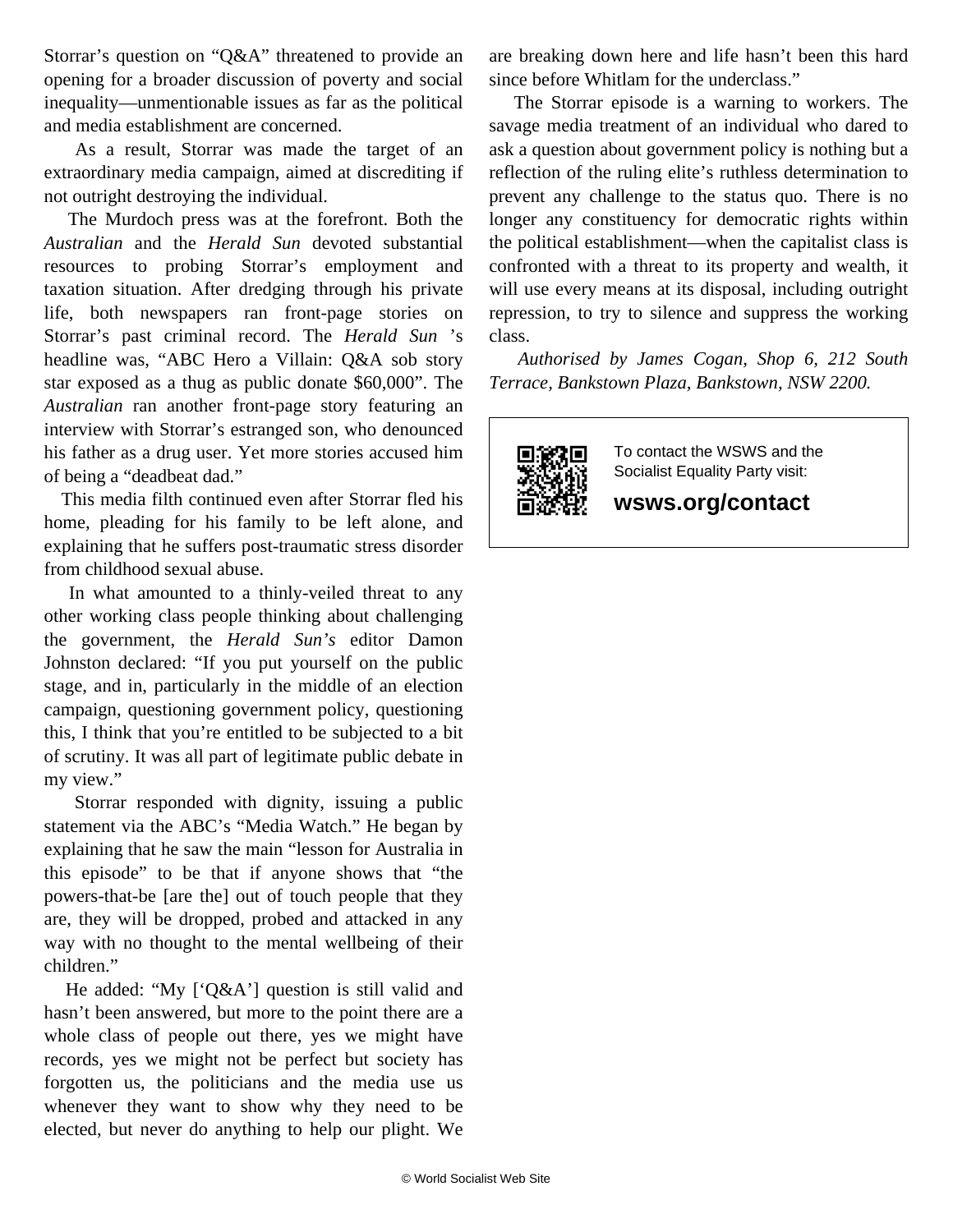Storrar's question on "Q&A" threatened to provide an opening for a broader discussion of poverty and social inequality—unmentionable issues as far as the political and media establishment are concerned.

As a result, Storrar was made the target of an extraordinary media campaign, aimed at discrediting if not outright destroying the individual.

The Murdoch press was at the forefront. Both the *Australian* and the *Herald Sun* devoted substantial resources to probing Storrar's employment and taxation situation. After dredging through his private life, both newspapers ran front-page stories on Storrar's past criminal record. The *Herald Sun* 's headline was, "ABC Hero a Villain: Q&A sob story star exposed as a thug as public donate $60,000". The *Australian* ran another front-page story featuring an interview with Storrar's estranged son, who denounced his father as a drug user. Yet more stories accused him of being a "deadbeat dad."

This media filth continued even after Storrar fled his home, pleading for his family to be left alone, and explaining that he suffers post-traumatic stress disorder from childhood sexual abuse.

In what amounted to a thinly-veiled threat to any other working class people thinking about challenging the government, the *Herald Sun's* editor Damon Johnston declared: "If you put yourself on the public stage, and in, particularly in the middle of an election campaign, questioning government policy, questioning this, I think that you're entitled to be subjected to a bit of scrutiny. It was all part of legitimate public debate in my view."

Storrar responded with dignity, issuing a public statement via the ABC's "Media Watch." He began by explaining that he saw the main "lesson for Australia in this episode" to be that if anyone shows that "the powers-that-be [are the] out of touch people that they are, they will be dropped, probed and attacked in any way with no thought to the mental wellbeing of their children."

He added: "My ['Q&A'] question is still valid and hasn't been answered, but more to the point there are a whole class of people out there, yes we might have records, yes we might not be perfect but society has forgotten us, the politicians and the media use us whenever they want to show why they need to be elected, but never do anything to help our plight. We are breaking down here and life hasn't been this hard since before Whitlam for the underclass."

The Storrar episode is a warning to workers. The savage media treatment of an individual who dared to ask a question about government policy is nothing but a reflection of the ruling elite's ruthless determination to prevent any challenge to the status quo. There is no longer any constituency for democratic rights within the political establishment—when the capitalist class is confronted with a threat to its property and wealth, it will use every means at its disposal, including outright repression, to try to silence and suppress the working class.

*Authorised by James Cogan, Shop 6, 212 South Terrace, Bankstown Plaza, Bankstown, NSW 2200.*

To contact the WSWS and the Socialist Equality Party visit:

**wsws.org/contact**